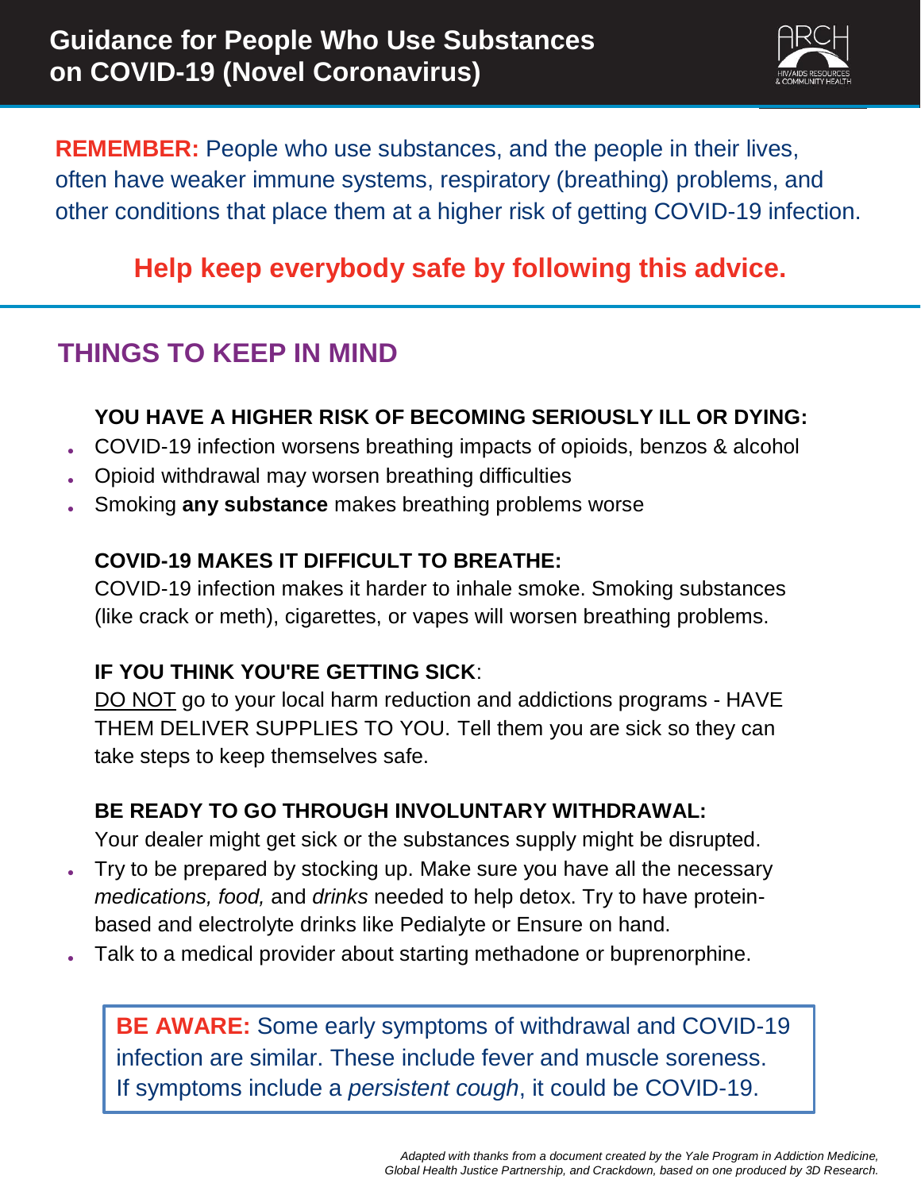# Guidance for People Who Use Substances on COVID-19 (Novel Coronavirus)

**REMEMBER:** People who use substances, and the people in their lives, often have weaker immune systems, respiratory (breathing) problems, and other conditions that place them at a higher risk of getting COVID-19 infection.

**Help keep everybody safe by following this advice.**

## THINGS TO KEEP IN MIND

### YOU HAVE A HIGHER RISK OF BECOMING SERIOUSLY ILL OR DYING:

- COVID-19 infection worsens breathing impacts of opioids, benzos & alcohol
- Opioid withdrawal may worsen breathing difficulties
- Smoking **any substance** makes breathing problems worse

### COVID-19 MAKES IT DIFFICULT TO BREATHE:

COVID-19 infection makes it harder to inhale smoke. Smoking substances (like crack or meth), cigarettes, or vapes will worsen breathing problems.

### IF YOU THINK YOU'RE GETTING SICK:

<u>DO NOT</u> go to your local harm reduction and addictions programs - HAVE THEM DELIVER SUPPLIES TO YOU. Tell them you are sick so they can take steps to keep themselves safe.

### BE READY TO GO THROUGH INVOLUNTARY WITHDRAWAL:

Your dealer might get sick or the substances supply might be disrupted.

- Try to be prepared by stocking up. Make sure you have all the necessary *medications, food,* and *drinks* needed to help detox. Try to have protein-based and electrolyte drinks like Pedialyte or Ensure on hand.
- Talk to a medical provider about starting methadone or buprenorphine.

> **BE AWARE:** Some early symptoms of withdrawal and COVID-19 infection are similar. These include fever and muscle soreness. If symptoms include a *persistent cough*, it could be COVID-19.

*Adapted with thanks from a document created by the Yale Program in Addiction Medicine, Global Health Justice Partnership, and Crackdown, based on one produced by 3D Research.*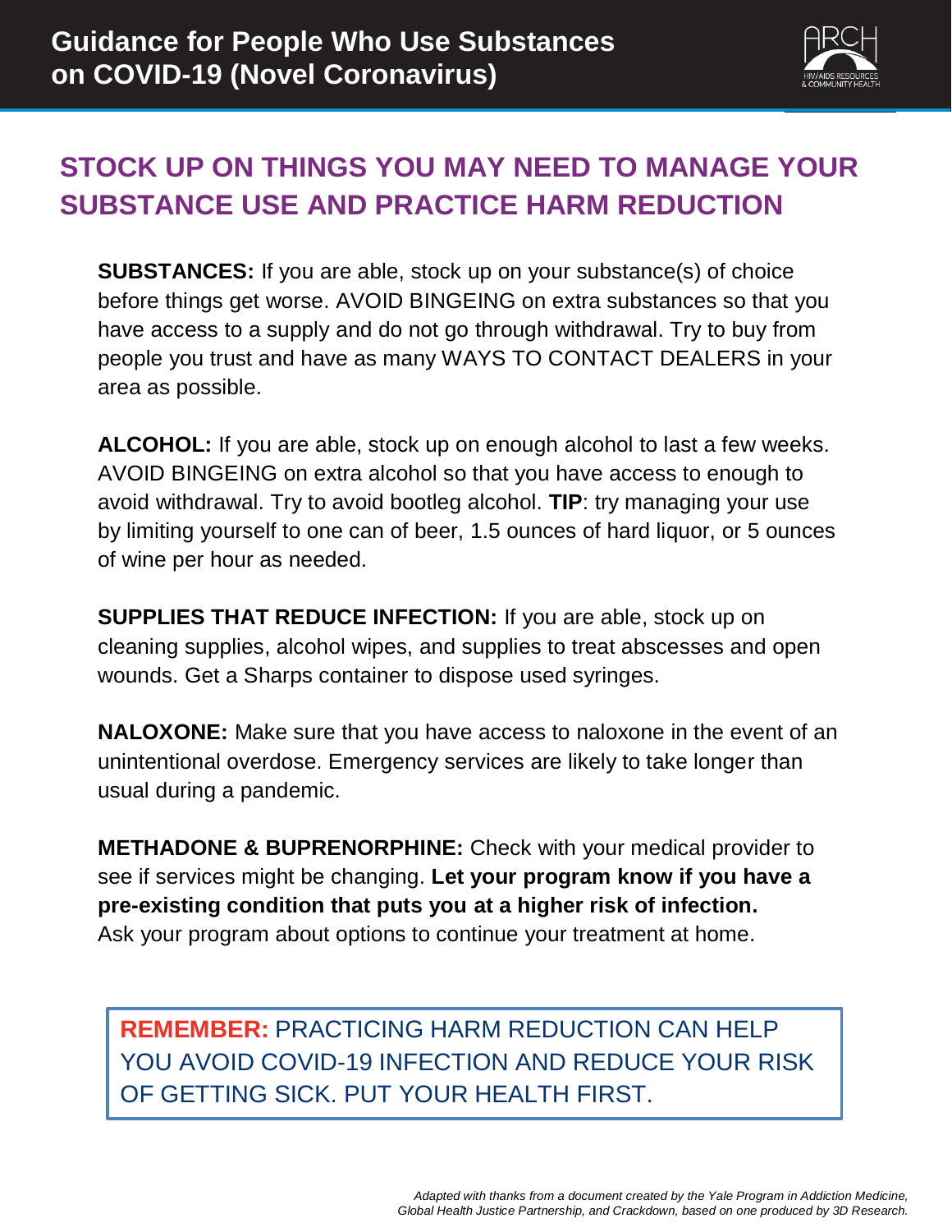# Guidance for People Who Use Substances on COVID-19 (Novel Coronavirus)

## STOCK UP ON THINGS YOU MAY NEED TO MANAGE YOUR SUBSTANCE USE AND PRACTICE HARM REDUCTION

**SUBSTANCES:** If you are able, stock up on your substance(s) of choice before things get worse. AVOID BINGEING on extra substances so that you have access to a supply and do not go through withdrawal. Try to buy from people you trust and have as many WAYS TO CONTACT DEALERS in your area as possible.

**ALCOHOL:** If you are able, stock up on enough alcohol to last a few weeks. AVOID BINGEING on extra alcohol so that you have access to enough to avoid withdrawal. Try to avoid bootleg alcohol. **TIP**: try managing your use by limiting yourself to one can of beer, 1.5 ounces of hard liquor, or 5 ounces of wine per hour as needed.

**SUPPLIES THAT REDUCE INFECTION:** If you are able, stock up on cleaning supplies, alcohol wipes, and supplies to treat abscesses and open wounds. Get a Sharps container to dispose used syringes.

**NALOXONE:** Make sure that you have access to naloxone in the event of an unintentional overdose. Emergency services are likely to take longer than usual during a pandemic.

**METHADONE & BUPRENORPHINE:** Check with your medical provider to see if services might be changing. **Let your program know if you have a pre-existing condition that puts you at a higher risk of infection.** Ask your program about options to continue your treatment at home.

**REMEMBER:** PRACTICING HARM REDUCTION CAN HELP YOU AVOID COVID-19 INFECTION AND REDUCE YOUR RISK OF GETTING SICK. PUT YOUR HEALTH FIRST.

*Adapted with thanks from a document created by the Yale Program in Addiction Medicine, Global Health Justice Partnership, and Crackdown, based on one produced by 3D Research.*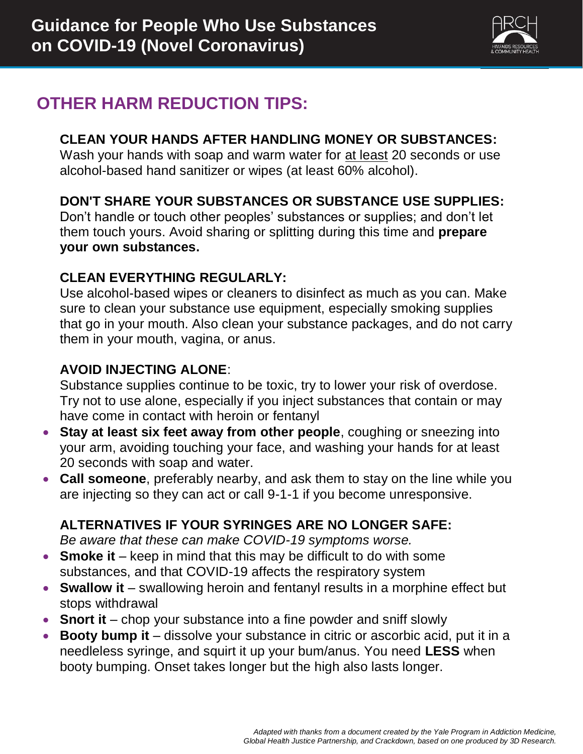# Guidance for People Who Use Substances on COVID-19 (Novel Coronavirus)

## OTHER HARM REDUCTION TIPS:

**CLEAN YOUR HANDS AFTER HANDLING MONEY OR SUBSTANCES:**
Wash your hands with soap and warm water for at least 20 seconds or use alcohol-based hand sanitizer or wipes (at least 60% alcohol).

**DON'T SHARE YOUR SUBSTANCES OR SUBSTANCE USE SUPPLIES:**
Don't handle or touch other peoples' substances or supplies; and don't let them touch yours. Avoid sharing or splitting during this time and **prepare your own substances.**

**CLEAN EVERYTHING REGULARLY:**
Use alcohol-based wipes or cleaners to disinfect as much as you can. Make sure to clean your substance use equipment, especially smoking supplies that go in your mouth. Also clean your substance packages, and do not carry them in your mouth, vagina, or anus.

**AVOID INJECTING ALONE**:
Substance supplies continue to be toxic, try to lower your risk of overdose. Try not to use alone, especially if you inject substances that contain or may have come in contact with heroin or fentanyl

- **Stay at least six feet away from other people**, coughing or sneezing into your arm, avoiding touching your face, and washing your hands for at least 20 seconds with soap and water.
- **Call someone**, preferably nearby, and ask them to stay on the line while you are injecting so they can act or call 9-1-1 if you become unresponsive.

**ALTERNATIVES IF YOUR SYRINGES ARE NO LONGER SAFE:**
*Be aware that these can make COVID-19 symptoms worse.*

- **Smoke it** – keep in mind that this may be difficult to do with some substances, and that COVID-19 affects the respiratory system
- **Swallow it** – swallowing heroin and fentanyl results in a morphine effect but stops withdrawal
- **Snort it** – chop your substance into a fine powder and sniff slowly
- **Booty bump it** – dissolve your substance in citric or ascorbic acid, put it in a needleless syringe, and squirt it up your bum/anus. You need **LESS** when booty bumping. Onset takes longer but the high also lasts longer.

*Adapted with thanks from a document created by the Yale Program in Addiction Medicine, Global Health Justice Partnership, and Crackdown, based on one produced by 3D Research.*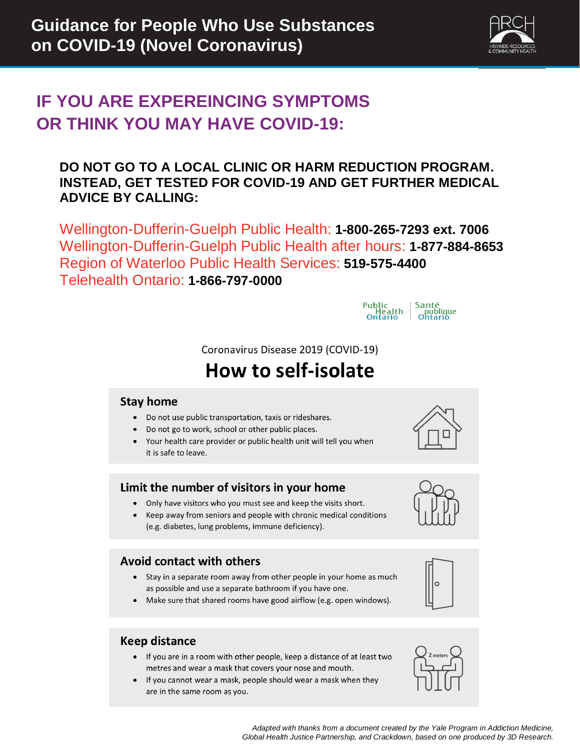# Guidance for People Who Use Substances on COVID-19 (Novel Coronavirus)

## IF YOU ARE EXPEREINCING SYMPTOMS OR THINK YOU MAY HAVE COVID-19:

**DO NOT GO TO A LOCAL CLINIC OR HARM REDUCTION PROGRAM. INSTEAD, GET TESTED FOR COVID-19 AND GET FURTHER MEDICAL ADVICE BY CALLING:**

Wellington-Dufferin-Guelph Public Health: **1-800-265-7293 ext. 7006**
Wellington-Dufferin-Guelph Public Health after hours: **1-877-884-8653**
Region of Waterloo Public Health Services: **519-575-4400**
Telehealth Ontario: **1-866-797-0000**

Public Health Ontario | Santé publique Ontario

Coronavirus Disease 2019 (COVID-19)

## How to self-isolate

### Stay home

- Do not use public transportation, taxis or rideshares.
- Do not go to work, school or other public places.
- Your health care provider or public health unit will tell you when it is safe to leave.

### Limit the number of visitors in your home

- Only have visitors who you must see and keep the visits short.
- Keep away from seniors and people with chronic medical conditions (e.g. diabetes, lung problems, immune deficiency).

### Avoid contact with others

- Stay in a separate room away from other people in your home as much as possible and use a separate bathroom if you have one.
- Make sure that shared rooms have good airflow (e.g. open windows).

### Keep distance

- If you are in a room with other people, keep a distance of at least two metres and wear a mask that covers your nose and mouth.
- If you cannot wear a mask, people should wear a mask when they are in the same room as you.

2 meters

*Adapted with thanks from a document created by the Yale Program in Addiction Medicine, Global Health Justice Partnership, and Crackdown, based on one produced by 3D Research.*